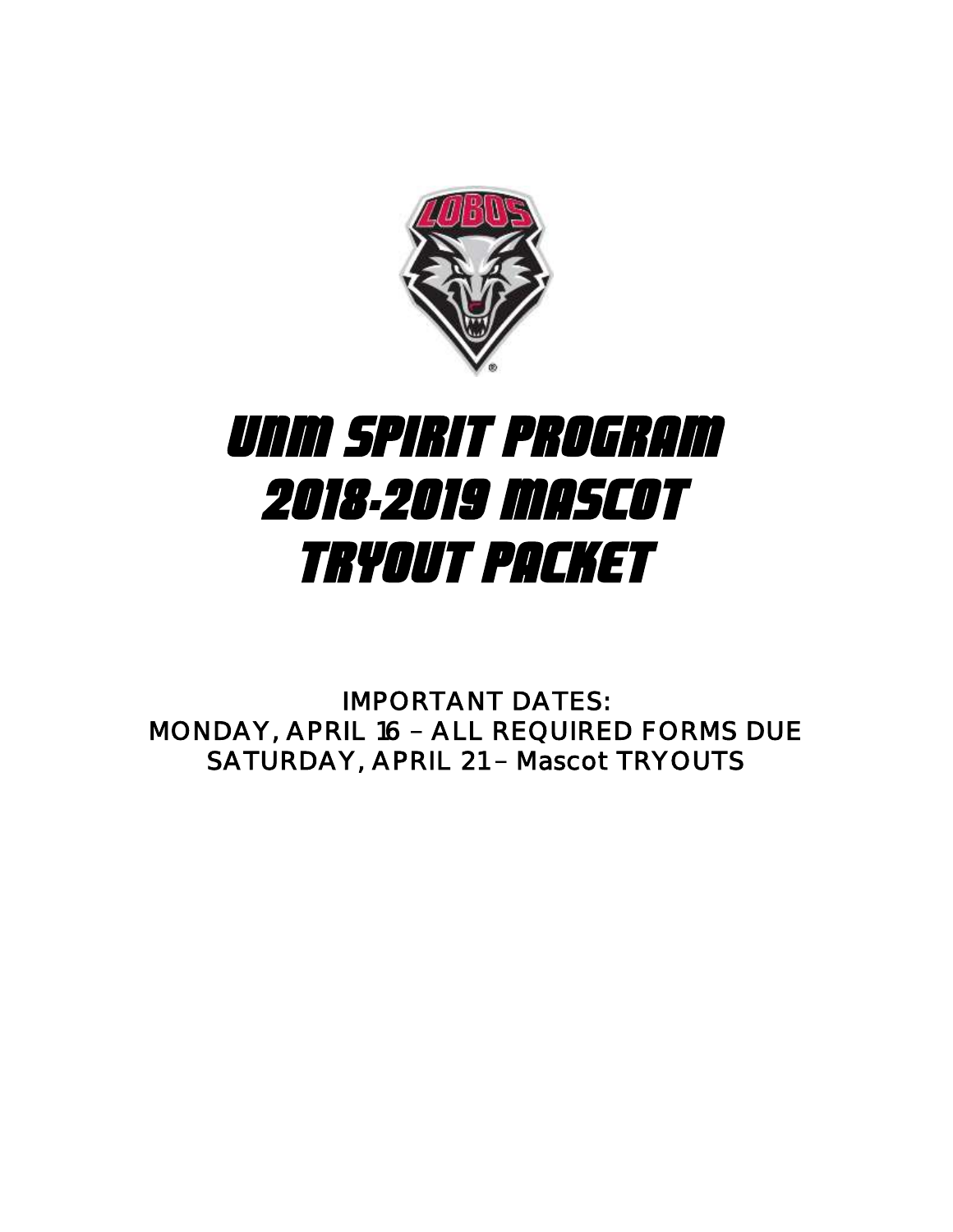# UNM SPIRIT PROGRAM 2018-2019 MASCOT TRYOUT PACKET

IMPORTANT DATES:
MONDAY, APRIL 16 – ALL REQUIRED FORMS DUE
SATURDAY, APRIL 21– Mascot TRYOUTS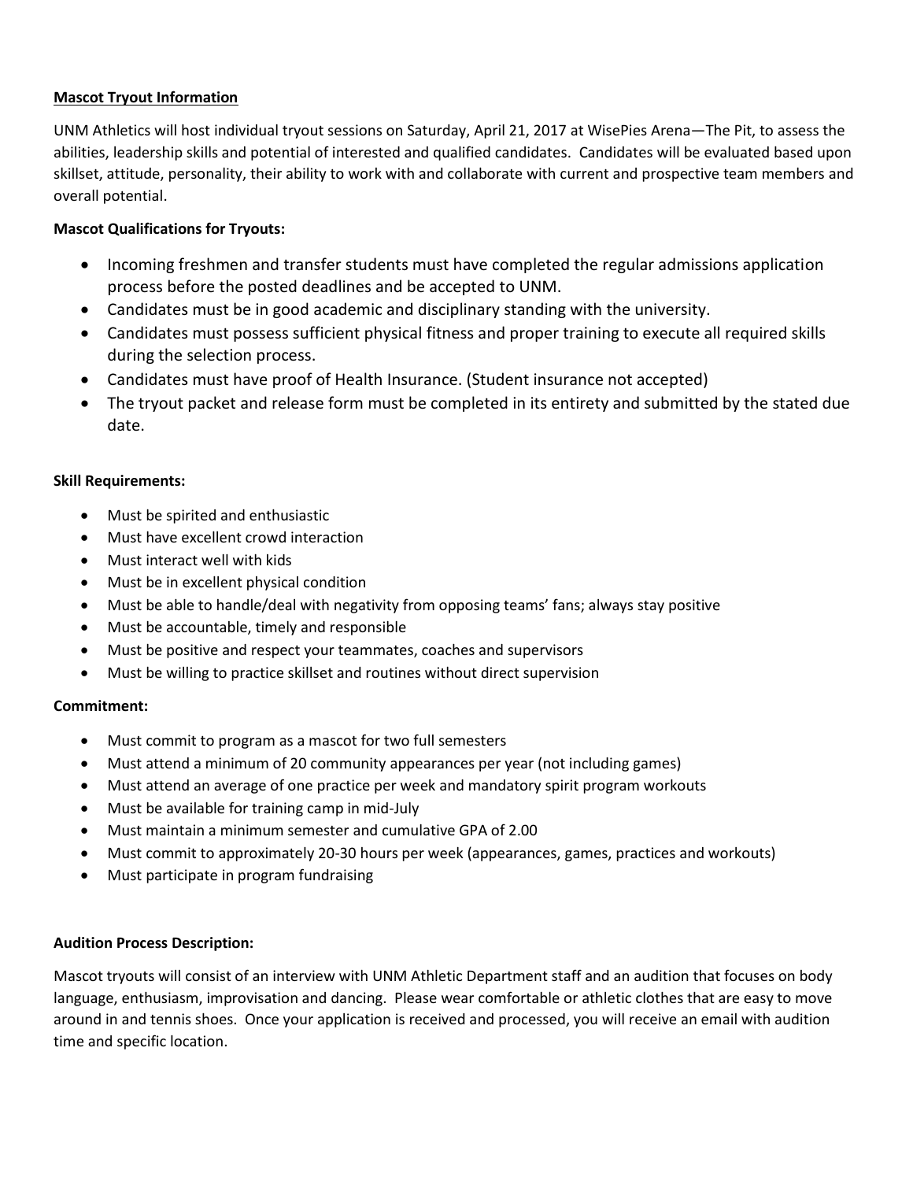**<u>Mascot Tryout Information</u>**

UNM Athletics will host individual tryout sessions on Saturday, April 21, 2017 at WisePies Arena—The Pit, to assess the abilities, leadership skills and potential of interested and qualified candidates. Candidates will be evaluated based upon skillset, attitude, personality, their ability to work with and collaborate with current and prospective team members and overall potential.

**Mascot Qualifications for Tryouts:**

- Incoming freshmen and transfer students must have completed the regular admissions application process before the posted deadlines and be accepted to UNM.
- Candidates must be in good academic and disciplinary standing with the university.
- Candidates must possess sufficient physical fitness and proper training to execute all required skills during the selection process.
- Candidates must have proof of Health Insurance. (Student insurance not accepted)
- The tryout packet and release form must be completed in its entirety and submitted by the stated due date.

**Skill Requirements:**

- Must be spirited and enthusiastic
- Must have excellent crowd interaction
- Must interact well with kids
- Must be in excellent physical condition
- Must be able to handle/deal with negativity from opposing teams' fans; always stay positive
- Must be accountable, timely and responsible
- Must be positive and respect your teammates, coaches and supervisors
- Must be willing to practice skillset and routines without direct supervision

**Commitment:**

- Must commit to program as a mascot for two full semesters
- Must attend a minimum of 20 community appearances per year (not including games)
- Must attend an average of one practice per week and mandatory spirit program workouts
- Must be available for training camp in mid-July
- Must maintain a minimum semester and cumulative GPA of 2.00
- Must commit to approximately 20-30 hours per week (appearances, games, practices and workouts)
- Must participate in program fundraising

**Audition Process Description:**

Mascot tryouts will consist of an interview with UNM Athletic Department staff and an audition that focuses on body language, enthusiasm, improvisation and dancing. Please wear comfortable or athletic clothes that are easy to move around in and tennis shoes. Once your application is received and processed, you will receive an email with audition time and specific location.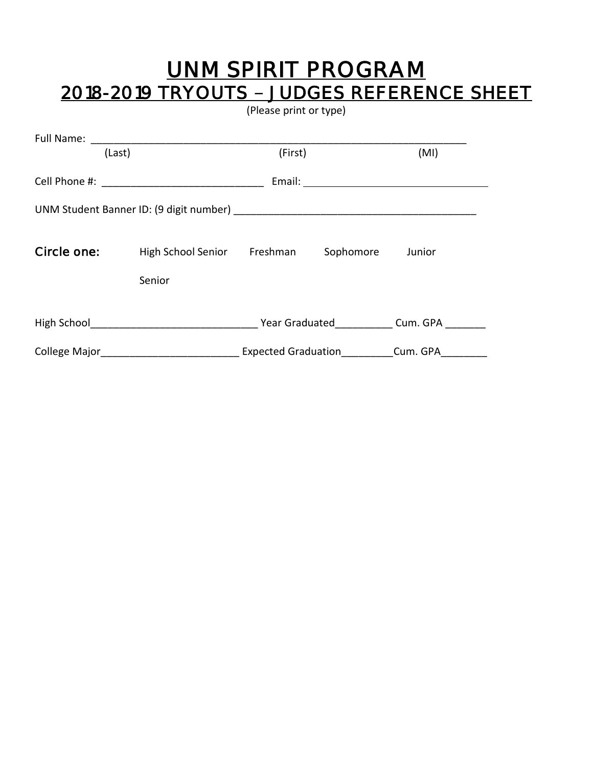# UNM SPIRIT PROGRAM

## 2018-2019 TRYOUTS – JUDGES REFERENCE SHEET

(Please print or type)

Full Name: ____________________________________________________________________
(Last) (First) (MI)

Cell Phone #: ____________________________ Email: ________________________________

UNM Student Banner ID: (9 digit number) __________________________________________

**Circle one:** High School Senior Freshman Sophomore Junior

Senior

High School_____________________________ Year Graduated__________ Cum. GPA _______

College Major________________________ Expected Graduation_________Cum. GPA________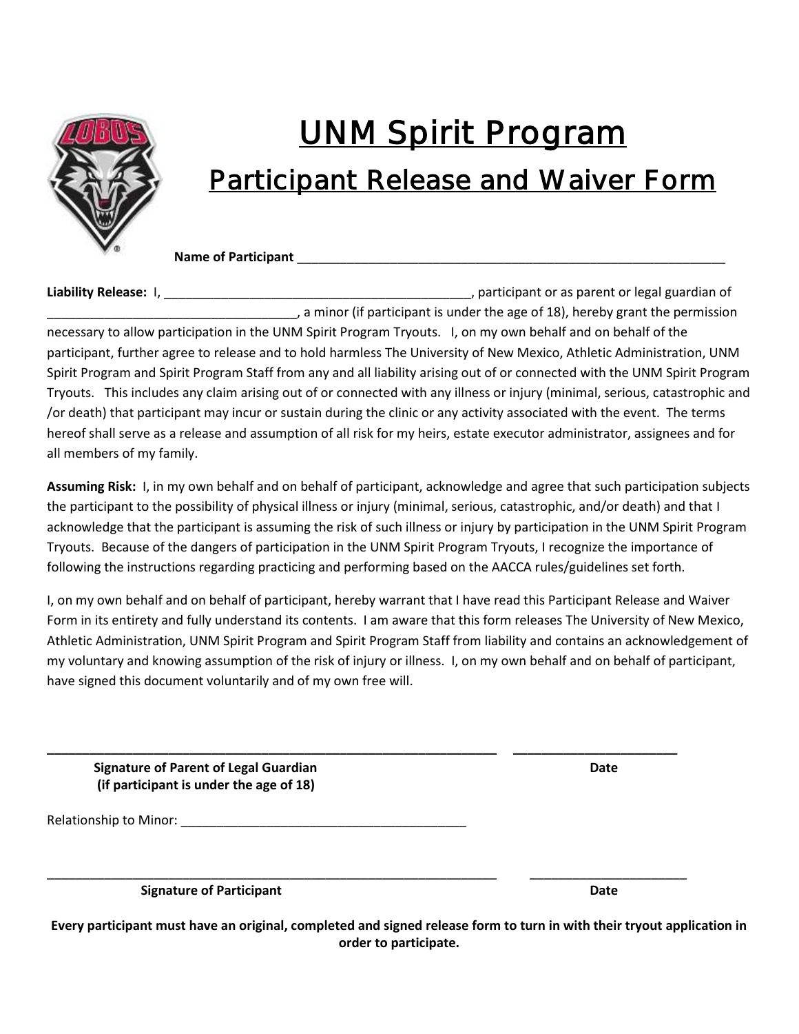# UNM Spirit Program

## Participant Release and Waiver Form

**Name of Participant** _______________________________________________________________

**Liability Release:** I, _____________________________________________, participant or as parent or legal guardian of ____________________________________, a minor (if participant is under the age of 18), hereby grant the permission necessary to allow participation in the UNM Spirit Program Tryouts. I, on my own behalf and on behalf of the participant, further agree to release and to hold harmless The University of New Mexico, Athletic Administration, UNM Spirit Program and Spirit Program Staff from any and all liability arising out of or connected with the UNM Spirit Program Tryouts. This includes any claim arising out of or connected with any illness or injury (minimal, serious, catastrophic and /or death) that participant may incur or sustain during the clinic or any activity associated with the event. The terms hereof shall serve as a release and assumption of all risk for my heirs, estate executor administrator, assignees and for all members of my family.

**Assuming Risk:** I, in my own behalf and on behalf of participant, acknowledge and agree that such participation subjects the participant to the possibility of physical illness or injury (minimal, serious, catastrophic, and/or death) and that I acknowledge that the participant is assuming the risk of such illness or injury by participation in the UNM Spirit Program Tryouts. Because of the dangers of participation in the UNM Spirit Program Tryouts, I recognize the importance of following the instructions regarding practicing and performing based on the AACCA rules/guidelines set forth.

I, on my own behalf and on behalf of participant, hereby warrant that I have read this Participant Release and Waiver Form in its entirety and fully understand its contents. I am aware that this form releases The University of New Mexico, Athletic Administration, UNM Spirit Program and Spirit Program Staff from liability and contains an acknowledgement of my voluntary and knowing assumption of the risk of injury or illness. I, on my own behalf and on behalf of participant, have signed this document voluntarily and of my own free will.

_________________________________________________________________ _______________________

**Signature of Parent of Legal Guardian** **Date**
**(if participant is under the age of 18)**

Relationship to Minor: ________________________________________

_________________________________________________________________ _______________________

**Signature of Participant** **Date**

**Every participant must have an original, completed and signed release form to turn in with their tryout application in order to participate.**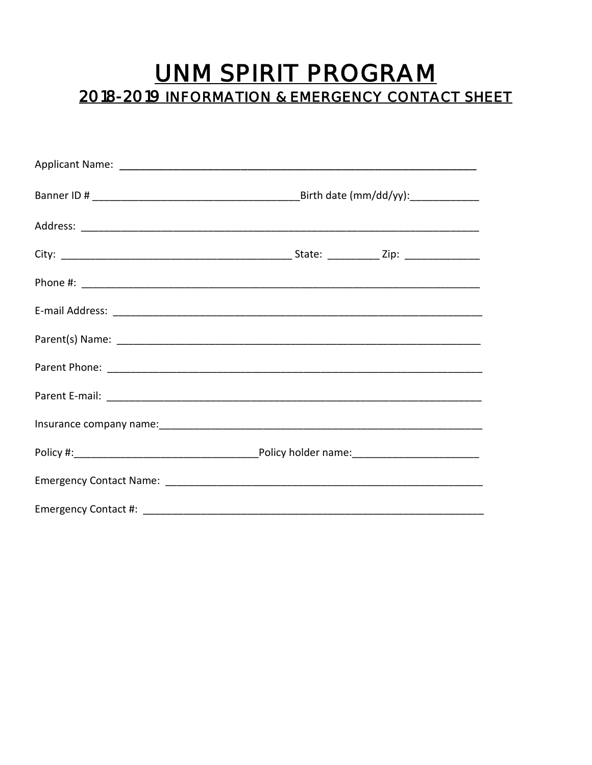# UNM SPIRIT PROGRAM

## 2018-2019 INFORMATION & EMERGENCY CONTACT SHEET

Applicant Name: ______________________________________________________________

Banner ID # ____________________________________Birth date (mm/dd/yy):____________

Address: ______________________________________________________________________

City: _________________________________________ State: _________ Zip: _____________

Phone #: ______________________________________________________________________

E-mail Address: _________________________________________________________________

Parent(s) Name: ________________________________________________________________

Parent Phone: __________________________________________________________________

Parent E-mail: __________________________________________________________________

Insurance company name:__________________________________________________________

Policy #:________________________________Policy holder name:______________________

Emergency Contact Name: _________________________________________________________

Emergency Contact #: _____________________________________________________________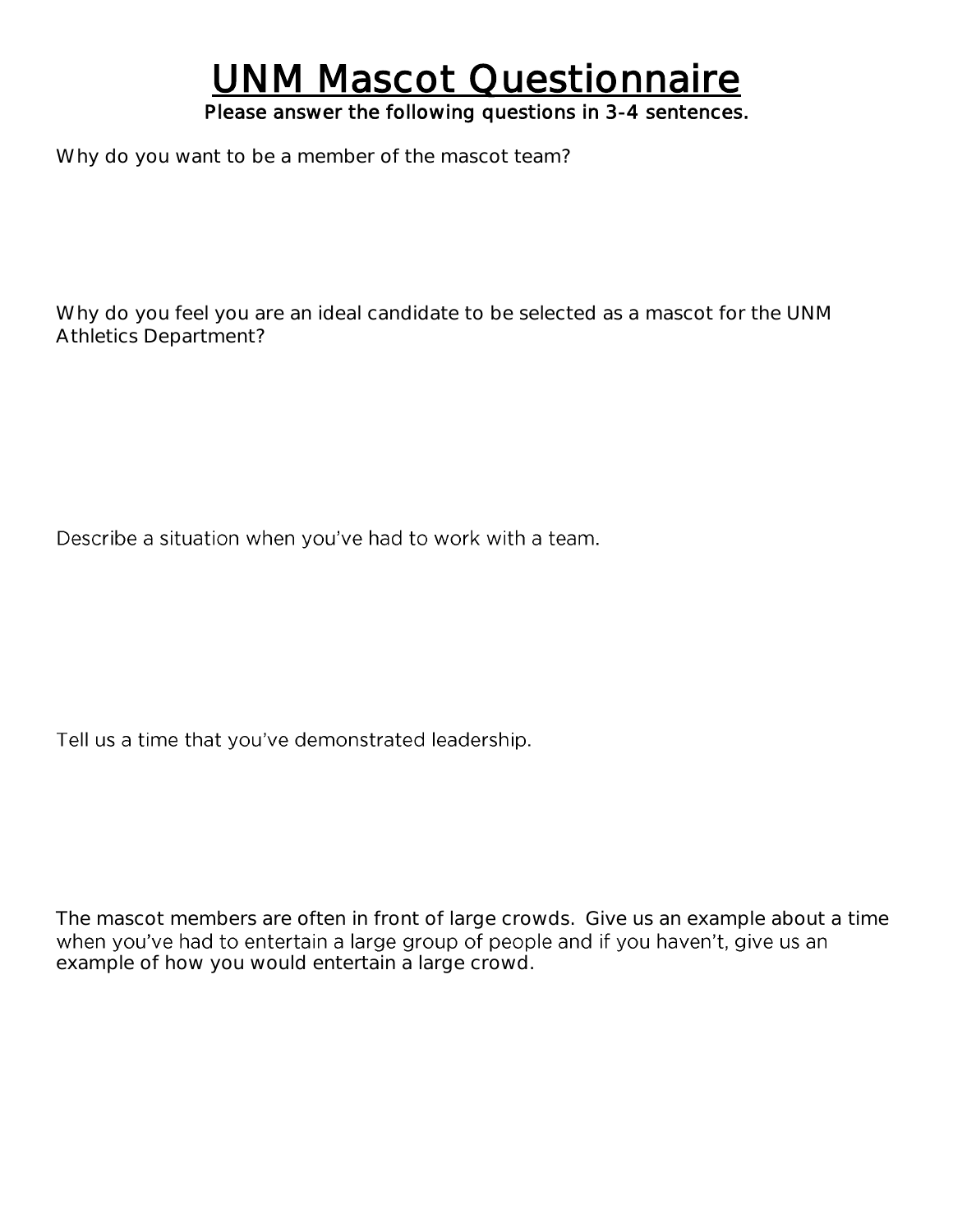# UNM Mascot Questionnaire

**Please answer the following questions in 3-4 sentences.**

Why do you want to be a member of the mascot team?

Why do you feel you are an ideal candidate to be selected as a mascot for the UNM Athletics Department?

Describe a situation when you've had to work with a team.

Tell us a time that you've demonstrated leadership.

The mascot members are often in front of large crowds. Give us an example about a time when you've had to entertain a large group of people and if you haven't, give us an example of how you would entertain a large crowd.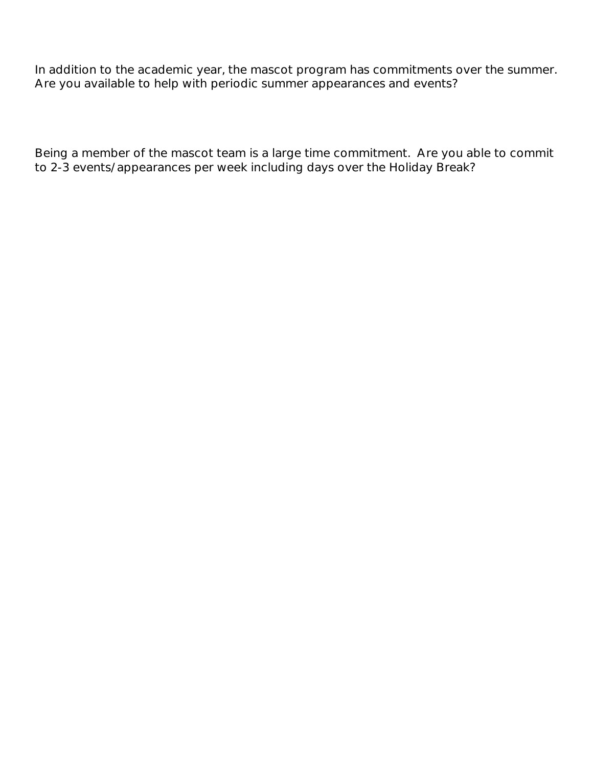In addition to the academic year, the mascot program has commitments over the summer. Are you available to help with periodic summer appearances and events?

Being a member of the mascot team is a large time commitment.  Are you able to commit to 2-3 events/appearances per week including days over the Holiday Break?